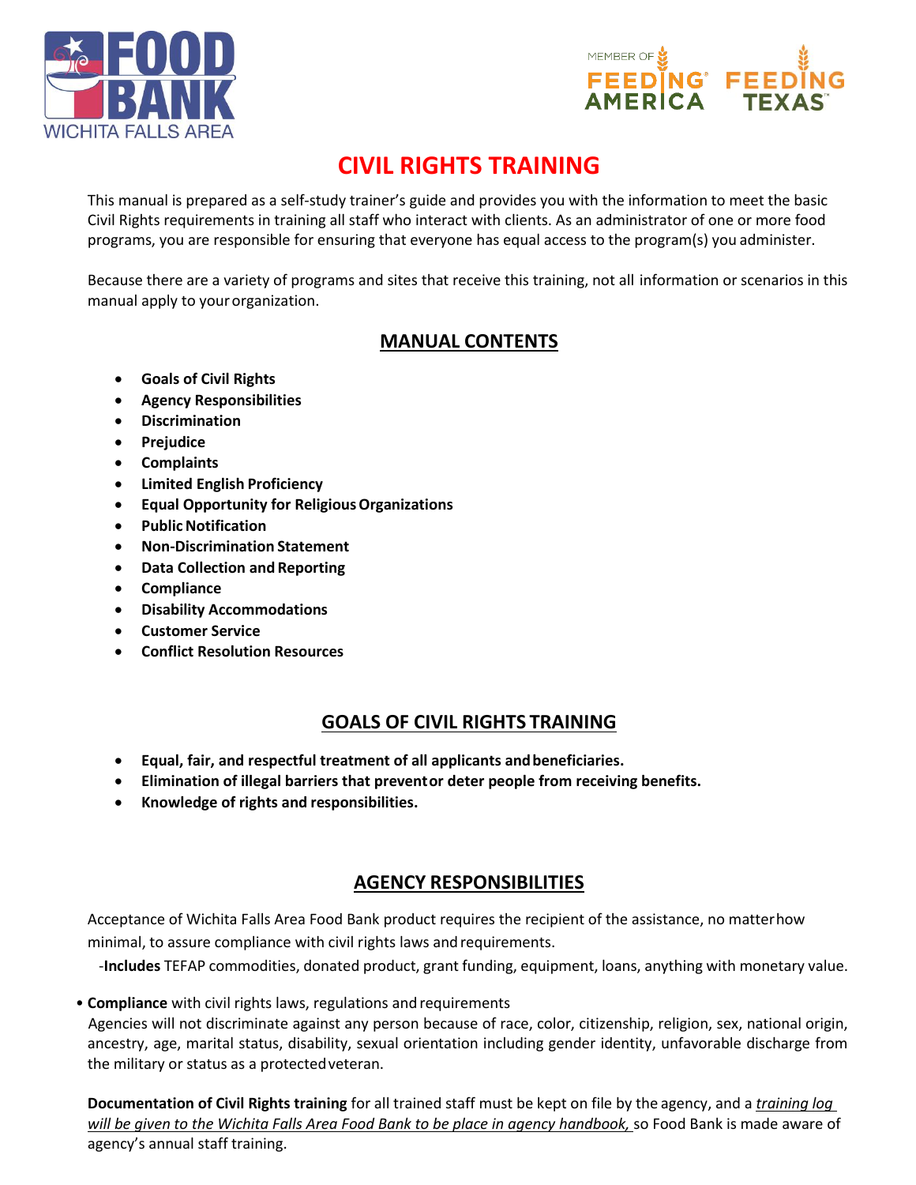# CIVIL RIGHTS TRAINING

This manual is prepared as a self-study trainer's guide and provides you with the information to meet the basic Civil Rights requirements in training all staff who interact with clients. As an administrator of one or more food programs, you are responsible for ensuring that everyone has equal access to the program(s) you administer.

Because there are a variety of programs and sites that receive this training, not all information or scenarios in this manual apply to your organization.

## MANUAL CONTENTS

- **Goals of Civil Rights**
- **Agency Responsibilities**
- **Discrimination**
- **Prejudice**
- **Complaints**
- **Limited English Proficiency**
- **Equal Opportunity for Religious Organizations**
- **Public Notification**
- **Non-Discrimination Statement**
- **Data Collection and Reporting**
- **Compliance**
- **Disability Accommodations**
- **Customer Service**
- **Conflict Resolution Resources**

## GOALS OF CIVIL RIGHTS TRAINING

- **Equal, fair, and respectful treatment of all applicants and beneficiaries.**
- **Elimination of illegal barriers that prevent or deter people from receiving benefits.**
- **Knowledge of rights and responsibilities.**

## AGENCY RESPONSIBILITIES

Acceptance of Wichita Falls Area Food Bank product requires the recipient of the assistance, no matter how minimal, to assure compliance with civil rights laws and requirements.

-**Includes** TEFAP commodities, donated product, grant funding, equipment, loans, anything with monetary value.

- **Compliance** with civil rights laws, regulations and requirements
  Agencies will not discriminate against any person because of race, color, citizenship, religion, sex, national origin, ancestry, age, marital status, disability, sexual orientation including gender identity, unfavorable discharge from the military or status as a protected veteran.

**Documentation of Civil Rights training** for all trained staff must be kept on file by the agency, and a *training log will be given to the Wichita Falls Area Food Bank to be place in agency handbook,* so Food Bank is made aware of agency's annual staff training.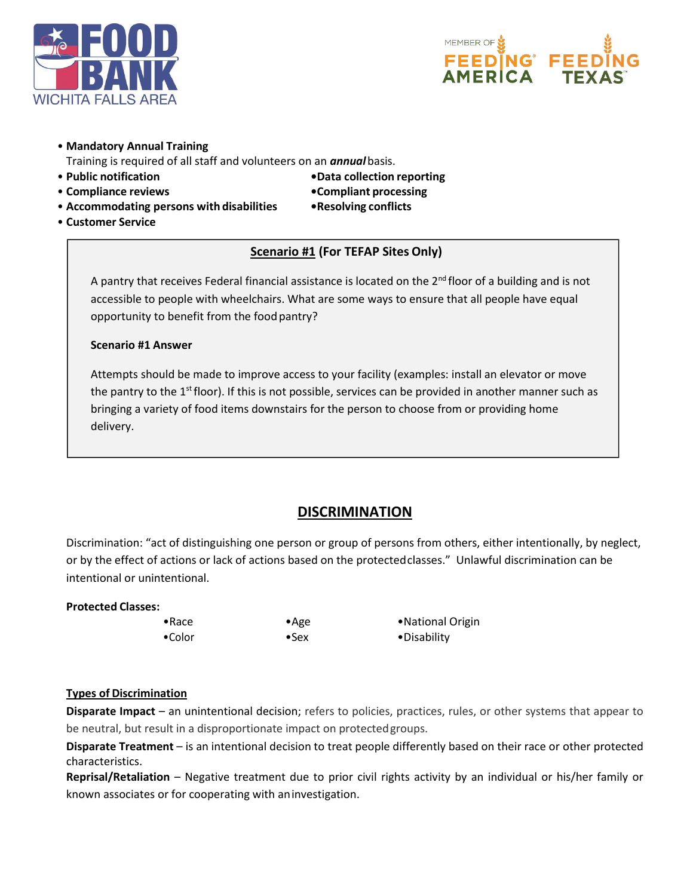- **Mandatory Annual Training**
  Training is required of all staff and volunteers on an ***annual*** basis.
- **Public notification**
- **Compliance reviews**
- **Accommodating persons with disabilities**
- **Customer Service**
- **Data collection reporting**
- **Compliant processing**
- **Resolving conflicts**

**Scenario #1 (For TEFAP Sites Only)**

A pantry that receives Federal financial assistance is located on the 2nd floor of a building and is not accessible to people with wheelchairs. What are some ways to ensure that all people have equal opportunity to benefit from the food pantry?

**Scenario #1 Answer**

Attempts should be made to improve access to your facility (examples: install an elevator or move the pantry to the 1st floor). If this is not possible, services can be provided in another manner such as bringing a variety of food items downstairs for the person to choose from or providing home delivery.

## DISCRIMINATION

Discrimination: "act of distinguishing one person or group of persons from others, either intentionally, by neglect, or by the effect of actions or lack of actions based on the protected classes." Unlawful discrimination can be intentional or unintentional.

**Protected Classes:**

- Race
- Color
- Age
- Sex
- National Origin
- Disability

**Types of Discrimination**

**Disparate Impact** – an unintentional decision; refers to policies, practices, rules, or other systems that appear to be neutral, but result in a disproportionate impact on protected groups.

**Disparate Treatment** – is an intentional decision to treat people differently based on their race or other protected characteristics.

**Reprisal/Retaliation** – Negative treatment due to prior civil rights activity by an individual or his/her family or known associates or for cooperating with an investigation.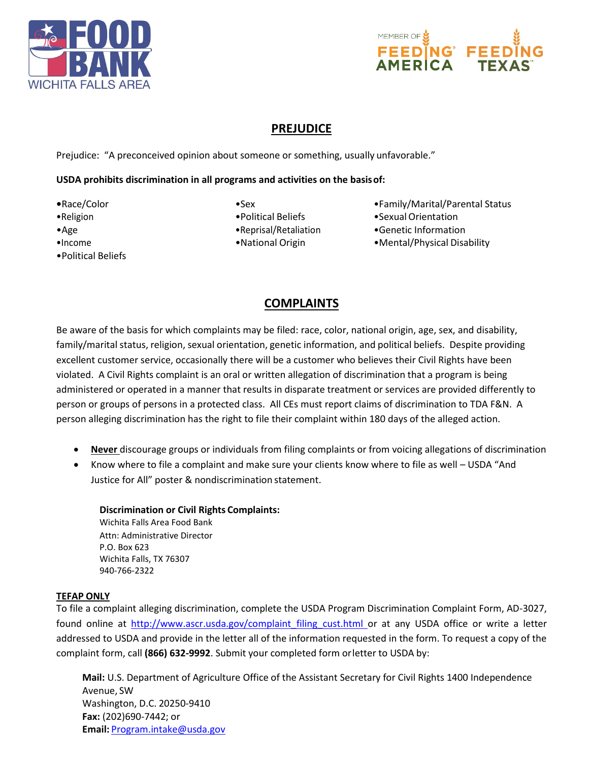## PREJUDICE

Prejudice: "A preconceived opinion about someone or something, usually unfavorable."

**USDA prohibits discrimination in all programs and activities on the basis of:**

- •Race/Color
- •Religion
- •Age
- •Income
- •Political Beliefs
- •Sex
- •Political Beliefs
- •Reprisal/Retaliation
- •National Origin
- •Family/Marital/Parental Status
- •Sexual Orientation
- •Genetic Information
- •Mental/Physical Disability

## COMPLAINTS

Be aware of the basis for which complaints may be filed: race, color, national origin, age, sex, and disability, family/marital status, religion, sexual orientation, genetic information, and political beliefs. Despite providing excellent customer service, occasionally there will be a customer who believes their Civil Rights have been violated. A Civil Rights complaint is an oral or written allegation of discrimination that a program is being administered or operated in a manner that results in disparate treatment or services are provided differently to person or groups of persons in a protected class. All CEs must report claims of discrimination to TDA F&N. A person alleging discrimination has the right to file their complaint within 180 days of the alleged action.

- **Never** discourage groups or individuals from filing complaints or from voicing allegations of discrimination
- Know where to file a complaint and make sure your clients know where to file as well – USDA "And Justice for All" poster & nondiscrimination statement.

**Discrimination or Civil Rights Complaints:**
Wichita Falls Area Food Bank
Attn: Administrative Director
P.O. Box 623
Wichita Falls, TX 76307
940-766-2322

**TEFAP ONLY**

To file a complaint alleging discrimination, complete the USDA Program Discrimination Complaint Form, AD-3027, found online at http://www.ascr.usda.gov/complaint_filing_cust.html or at any USDA office or write a letter addressed to USDA and provide in the letter all of the information requested in the form. To request a copy of the complaint form, call **(866) 632-9992**. Submit your completed form or letter to USDA by:

**Mail:** U.S. Department of Agriculture Office of the Assistant Secretary for Civil Rights 1400 Independence Avenue, SW
Washington, D.C. 20250-9410
**Fax:** (202)690-7442; or
**Email:** Program.intake@usda.gov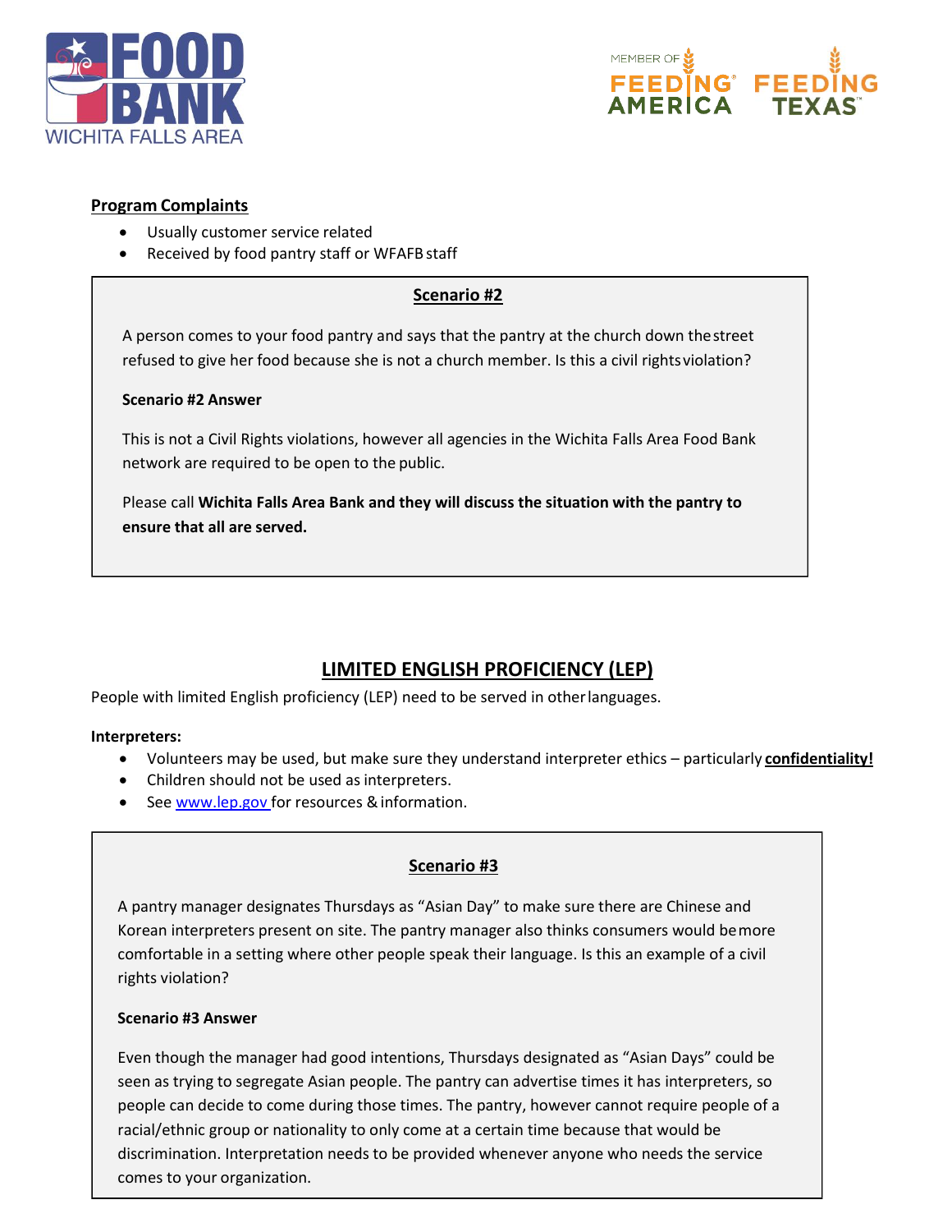### Program Complaints

- Usually customer service related
- Received by food pantry staff or WFAFB staff

**Scenario #2**

A person comes to your food pantry and says that the pantry at the church down the street refused to give her food because she is not a church member. Is this a civil rights violation?

**Scenario #2 Answer**

This is not a Civil Rights violations, however all agencies in the Wichita Falls Area Food Bank network are required to be open to the public.

Please call **Wichita Falls Area Bank and they will discuss the situation with the pantry to ensure that all are served.**

## LIMITED ENGLISH PROFICIENCY (LEP)

People with limited English proficiency (LEP) need to be served in other languages.

**Interpreters:**

- Volunteers may be used, but make sure they understand interpreter ethics – particularly **confidentiality!**
- Children should not be used as interpreters.
- See www.lep.gov for resources & information.

**Scenario #3**

A pantry manager designates Thursdays as "Asian Day" to make sure there are Chinese and Korean interpreters present on site. The pantry manager also thinks consumers would be more comfortable in a setting where other people speak their language. Is this an example of a civil rights violation?

**Scenario #3 Answer**

Even though the manager had good intentions, Thursdays designated as "Asian Days" could be seen as trying to segregate Asian people. The pantry can advertise times it has interpreters, so people can decide to come during those times. The pantry, however cannot require people of a racial/ethnic group or nationality to only come at a certain time because that would be discrimination. Interpretation needs to be provided whenever anyone who needs the service comes to your organization.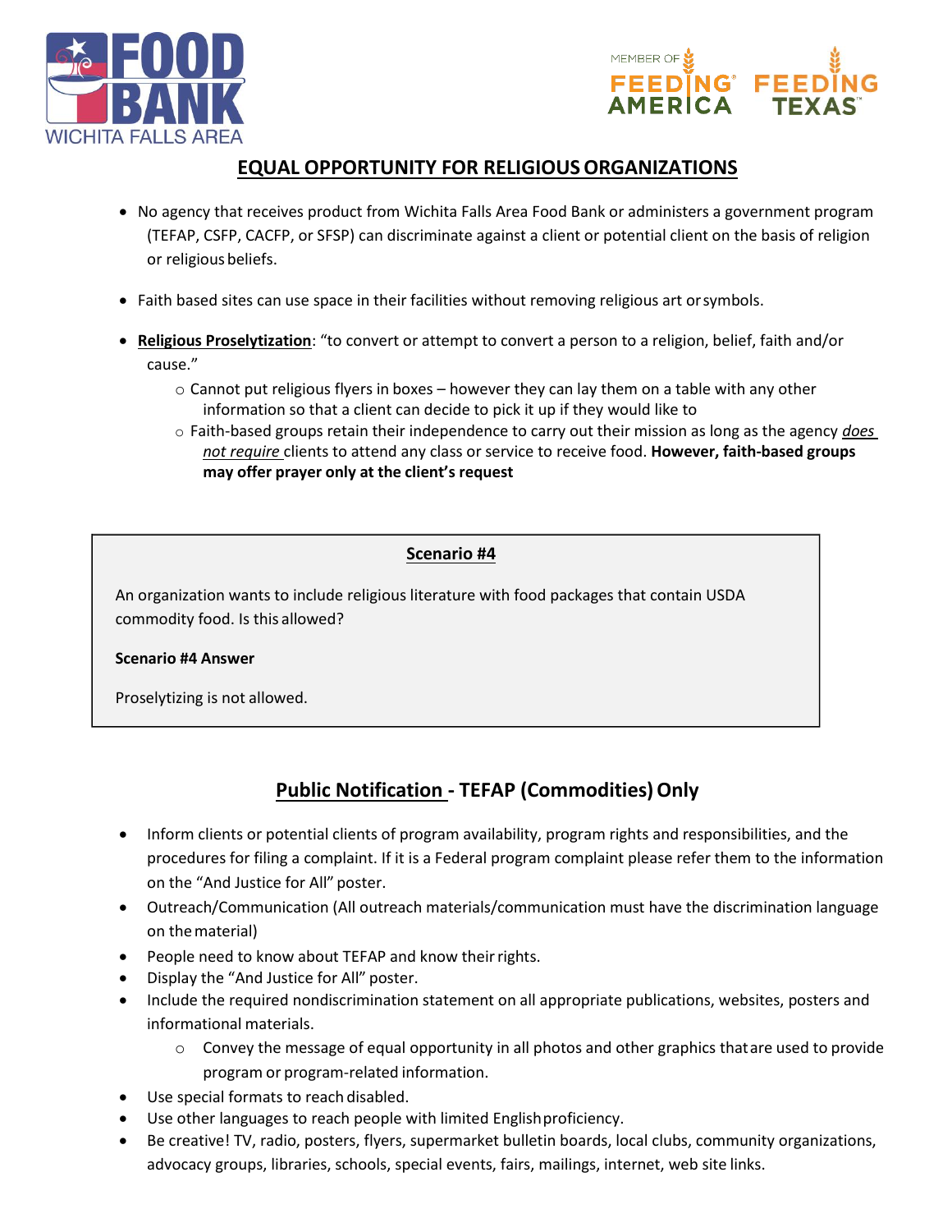## EQUAL OPPORTUNITY FOR RELIGIOUS ORGANIZATIONS

- No agency that receives product from Wichita Falls Area Food Bank or administers a government program (TEFAP, CSFP, CACFP, or SFSP) can discriminate against a client or potential client on the basis of religion or religious beliefs.
- Faith based sites can use space in their facilities without removing religious art or symbols.
- **Religious Proselytization**: "to convert or attempt to convert a person to a religion, belief, faith and/or cause."
  - Cannot put religious flyers in boxes – however they can lay them on a table with any other information so that a client can decide to pick it up if they would like to
  - Faith-based groups retain their independence to carry out their mission as long as the agency ***does not require*** clients to attend any class or service to receive food. **However, faith-based groups may offer prayer only at the client's request**

**Scenario #4**

An organization wants to include religious literature with food packages that contain USDA commodity food. Is this allowed?

**Scenario #4 Answer**

Proselytizing is not allowed.

## Public Notification - TEFAP (Commodities) Only

- Inform clients or potential clients of program availability, program rights and responsibilities, and the procedures for filing a complaint. If it is a Federal program complaint please refer them to the information on the "And Justice for All" poster.
- Outreach/Communication (All outreach materials/communication must have the discrimination language on the material)
- People need to know about TEFAP and know their rights.
- Display the "And Justice for All" poster.
- Include the required nondiscrimination statement on all appropriate publications, websites, posters and informational materials.
  - Convey the message of equal opportunity in all photos and other graphics that are used to provide program or program-related information.
- Use special formats to reach disabled.
- Use other languages to reach people with limited English proficiency.
- Be creative! TV, radio, posters, flyers, supermarket bulletin boards, local clubs, community organizations, advocacy groups, libraries, schools, special events, fairs, mailings, internet, web site links.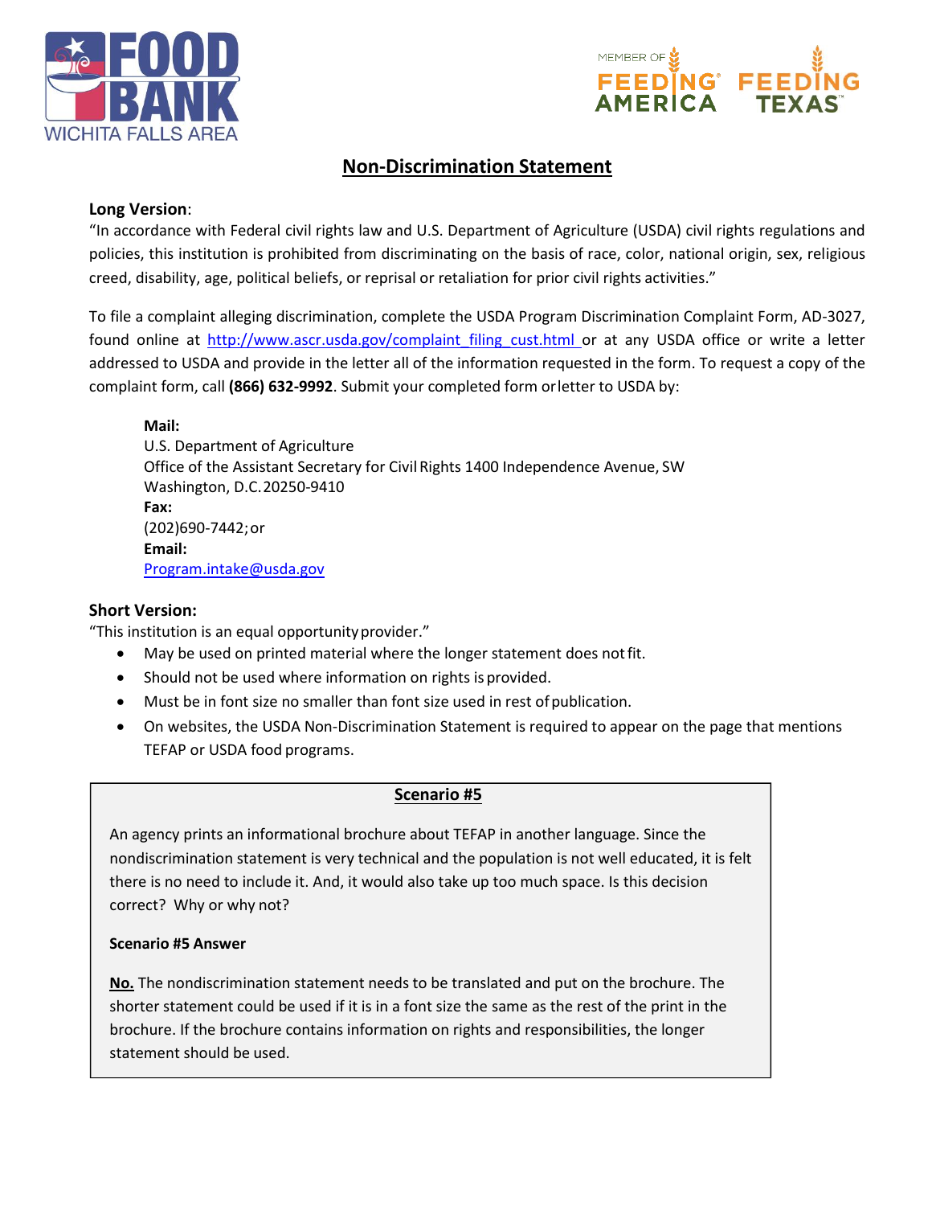## Non-Discrimination Statement

**Long Version**:
"In accordance with Federal civil rights law and U.S. Department of Agriculture (USDA) civil rights regulations and policies, this institution is prohibited from discriminating on the basis of race, color, national origin, sex, religious creed, disability, age, political beliefs, or reprisal or retaliation for prior civil rights activities."

To file a complaint alleging discrimination, complete the USDA Program Discrimination Complaint Form, AD-3027, found online at http://www.ascr.usda.gov/complaint_filing_cust.html or at any USDA office or write a letter addressed to USDA and provide in the letter all of the information requested in the form. To request a copy of the complaint form, call **(866) 632-9992**. Submit your completed form or letter to USDA by:

**Mail:**
U.S. Department of Agriculture
Office of the Assistant Secretary for Civil Rights 1400 Independence Avenue, SW
Washington, D.C. 20250-9410
**Fax:**
(202)690-7442; or
**Email:**
Program.intake@usda.gov

**Short Version:**
"This institution is an equal opportunity provider."

- May be used on printed material where the longer statement does not fit.
- Should not be used where information on rights is provided.
- Must be in font size no smaller than font size used in rest of publication.
- On websites, the USDA Non-Discrimination Statement is required to appear on the page that mentions TEFAP or USDA food programs.

**Scenario #5**

An agency prints an informational brochure about TEFAP in another language. Since the nondiscrimination statement is very technical and the population is not well educated, it is felt there is no need to include it. And, it would also take up too much space. Is this decision correct? Why or why not?

**Scenario #5 Answer**

**No.** The nondiscrimination statement needs to be translated and put on the brochure. The shorter statement could be used if it is in a font size the same as the rest of the print in the brochure. If the brochure contains information on rights and responsibilities, the longer statement should be used.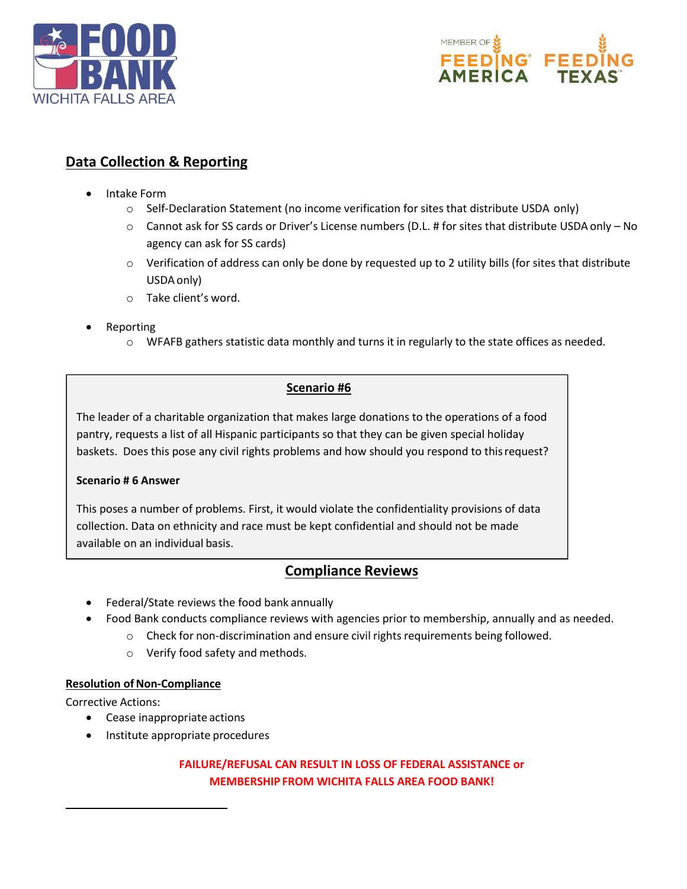## Data Collection & Reporting

- Intake Form
  - Self-Declaration Statement (no income verification for sites that distribute USDA only)
  - Cannot ask for SS cards or Driver's License numbers (D.L. # for sites that distribute USDA only – No agency can ask for SS cards)
  - Verification of address can only be done by requested up to 2 utility bills (for sites that distribute USDA only)
  - Take client's word.
- Reporting
  - WFAFB gathers statistic data monthly and turns it in regularly to the state offices as needed.

**Scenario #6**

The leader of a charitable organization that makes large donations to the operations of a food pantry, requests a list of all Hispanic participants so that they can be given special holiday baskets. Does this pose any civil rights problems and how should you respond to this request?

**Scenario # 6 Answer**

This poses a number of problems. First, it would violate the confidentiality provisions of data collection. Data on ethnicity and race must be kept confidential and should not be made available on an individual basis.

## Compliance Reviews

- Federal/State reviews the food bank annually
- Food Bank conducts compliance reviews with agencies prior to membership, annually and as needed.
  - Check for non-discrimination and ensure civil rights requirements being followed.
  - Verify food safety and methods.

**Resolution of Non-Compliance**

Corrective Actions:

- Cease inappropriate actions
- Institute appropriate procedures

**FAILURE/REFUSAL CAN RESULT IN LOSS OF FEDERAL ASSISTANCE or MEMBERSHIP FROM WICHITA FALLS AREA FOOD BANK!**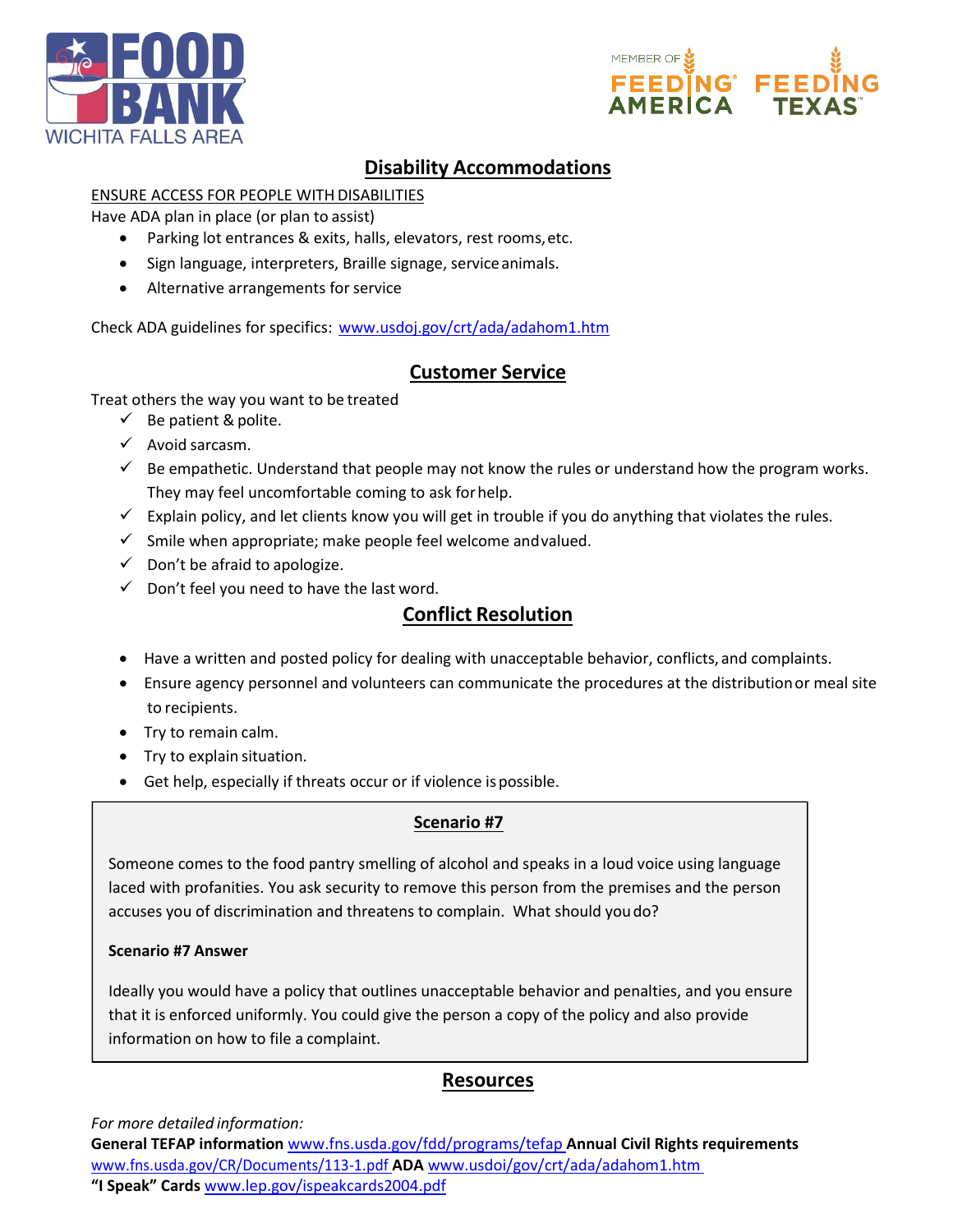FOOD BANK WICHITA FALLS AREA

MEMBER OF FEEDING AMERICA FEEDING TEXAS

## Disability Accommodations

ENSURE ACCESS FOR PEOPLE WITH DISABILITIES

Have ADA plan in place (or plan to assist)

- Parking lot entrances & exits, halls, elevators, rest rooms, etc.
- Sign language, interpreters, Braille signage, service animals.
- Alternative arrangements for service

Check ADA guidelines for specifics: www.usdoj.gov/crt/ada/adahom1.htm

## Customer Service

Treat others the way you want to be treated

- ✓ Be patient & polite.
- ✓ Avoid sarcasm.
- ✓ Be empathetic. Understand that people may not know the rules or understand how the program works. They may feel uncomfortable coming to ask for help.
- ✓ Explain policy, and let clients know you will get in trouble if you do anything that violates the rules.
- ✓ Smile when appropriate; make people feel welcome and valued.
- ✓ Don't be afraid to apologize.
- ✓ Don't feel you need to have the last word.

## Conflict Resolution

- Have a written and posted policy for dealing with unacceptable behavior, conflicts, and complaints.
- Ensure agency personnel and volunteers can communicate the procedures at the distribution or meal site to recipients.
- Try to remain calm.
- Try to explain situation.
- Get help, especially if threats occur or if violence is possible.

### Scenario #7

Someone comes to the food pantry smelling of alcohol and speaks in a loud voice using language laced with profanities. You ask security to remove this person from the premises and the person accuses you of discrimination and threatens to complain. What should you do?

**Scenario #7 Answer**

Ideally you would have a policy that outlines unacceptable behavior and penalties, and you ensure that it is enforced uniformly. You could give the person a copy of the policy and also provide information on how to file a complaint.

## Resources

*For more detailed information:*

**General TEFAP information** www.fns.usda.gov/fdd/programs/tefap **Annual Civil Rights requirements** www.fns.usda.gov/CR/Documents/113-1.pdf **ADA** www.usdoi/gov/crt/ada/adahom1.htm

**"I Speak" Cards** www.lep.gov/ispeakcards2004.pdf